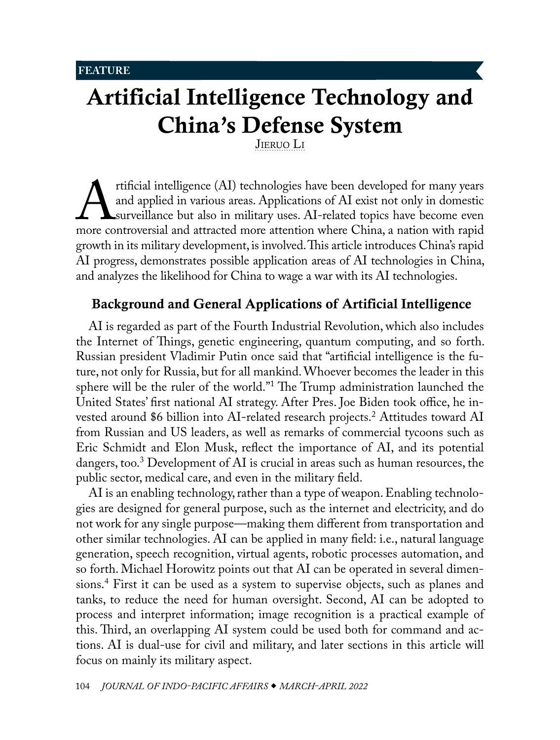FEATURE

# Artificial Intelligence Technology and China's Defense System

Jieruo Li

Artificial intelligence (AI) technologies have been developed for many years and applied in various areas. Applications of AI exist not only in domestic surveillance but also in military uses. AI-related topics have become even more controversial and attracted more attention where China, a nation with rapid growth in its military development, is involved. This article introduces China's rapid AI progress, demonstrates possible application areas of AI technologies in China, and analyzes the likelihood for China to wage a war with its AI technologies.

## Background and General Applications of Artificial Intelligence

AI is regarded as part of the Fourth Industrial Revolution, which also includes the Internet of Things, genetic engineering, quantum computing, and so forth. Russian president Vladimir Putin once said that "artificial intelligence is the future, not only for Russia, but for all mankind. Whoever becomes the leader in this sphere will be the ruler of the world."[1] The Trump administration launched the United States' first national AI strategy. After Pres. Joe Biden took office, he invested around $6 billion into AI-related research projects.[2] Attitudes toward AI from Russian and US leaders, as well as remarks of commercial tycoons such as Eric Schmidt and Elon Musk, reflect the importance of AI, and its potential dangers, too.[3] Development of AI is crucial in areas such as human resources, the public sector, medical care, and even in the military field.

AI is an enabling technology, rather than a type of weapon. Enabling technologies are designed for general purpose, such as the internet and electricity, and do not work for any single purpose—making them different from transportation and other similar technologies. AI can be applied in many field: i.e., natural language generation, speech recognition, virtual agents, robotic processes automation, and so forth. Michael Horowitz points out that AI can be operated in several dimensions.[4] First it can be used as a system to supervise objects, such as planes and tanks, to reduce the need for human oversight. Second, AI can be adopted to process and interpret information; image recognition is a practical example of this. Third, an overlapping AI system could be used both for command and actions. AI is dual-use for civil and military, and later sections in this article will focus on mainly its military aspect.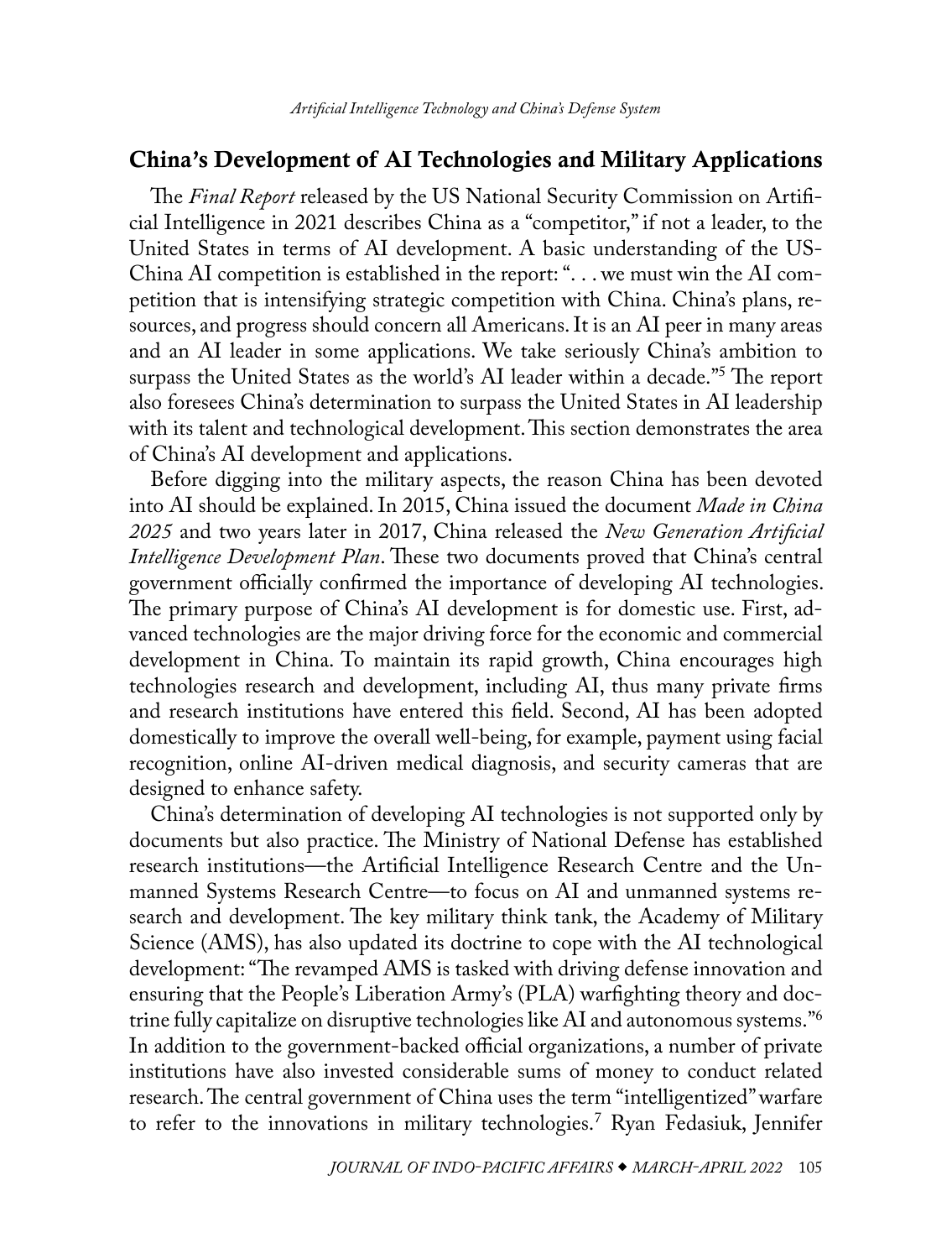## China's Development of AI Technologies and Military Applications

The *Final Report* released by the US National Security Commission on Artificial Intelligence in 2021 describes China as a "competitor," if not a leader, to the United States in terms of AI development. A basic understanding of the US-China AI competition is established in the report: ". . . we must win the AI competition that is intensifying strategic competition with China. China's plans, resources, and progress should concern all Americans. It is an AI peer in many areas and an AI leader in some applications. We take seriously China's ambition to surpass the United States as the world's AI leader within a decade."[5] The report also foresees China's determination to surpass the United States in AI leadership with its talent and technological development. This section demonstrates the area of China's AI development and applications.

Before digging into the military aspects, the reason China has been devoted into AI should be explained. In 2015, China issued the document *Made in China 2025* and two years later in 2017, China released the *New Generation Artificial Intelligence Development Plan*. These two documents proved that China's central government officially confirmed the importance of developing AI technologies. The primary purpose of China's AI development is for domestic use. First, advanced technologies are the major driving force for the economic and commercial development in China. To maintain its rapid growth, China encourages high technologies research and development, including AI, thus many private firms and research institutions have entered this field. Second, AI has been adopted domestically to improve the overall well-being, for example, payment using facial recognition, online AI-driven medical diagnosis, and security cameras that are designed to enhance safety.

China's determination of developing AI technologies is not supported only by documents but also practice. The Ministry of National Defense has established research institutions—the Artificial Intelligence Research Centre and the Unmanned Systems Research Centre—to focus on AI and unmanned systems research and development. The key military think tank, the Academy of Military Science (AMS), has also updated its doctrine to cope with the AI technological development: "The revamped AMS is tasked with driving defense innovation and ensuring that the People's Liberation Army's (PLA) warfighting theory and doctrine fully capitalize on disruptive technologies like AI and autonomous systems."[6] In addition to the government-backed official organizations, a number of private institutions have also invested considerable sums of money to conduct related research. The central government of China uses the term "intelligentized" warfare to refer to the innovations in military technologies.[7] Ryan Fedasiuk, Jennifer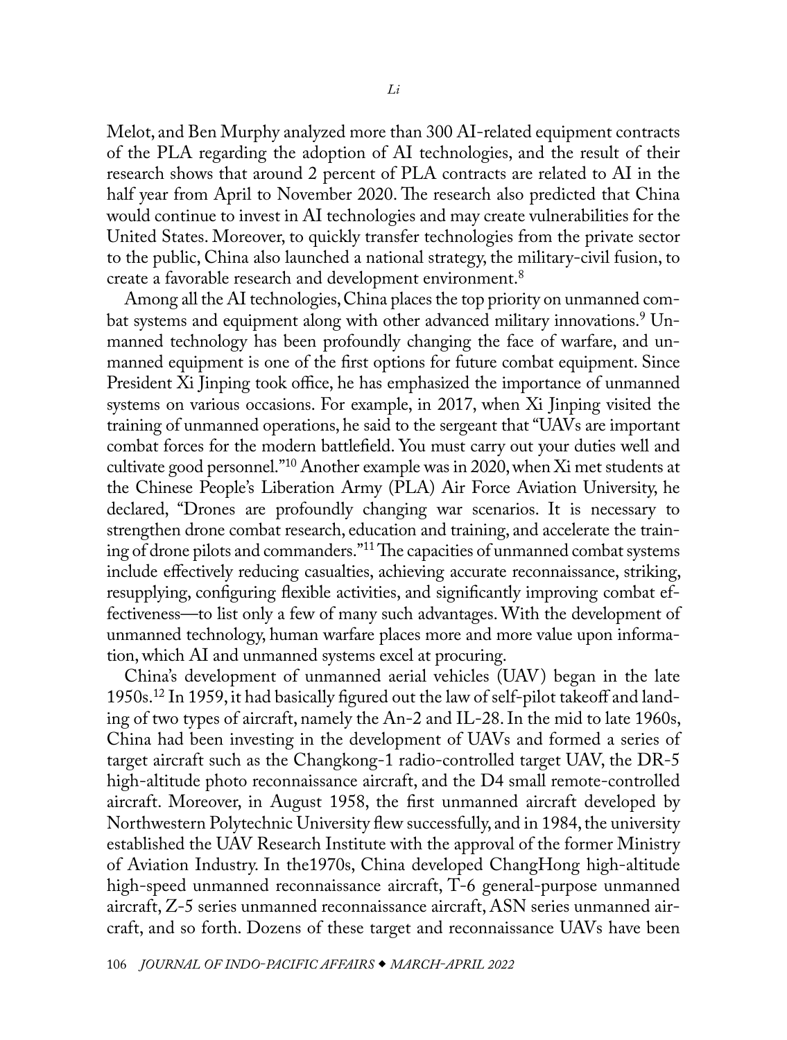Melot, and Ben Murphy analyzed more than 300 AI-related equipment contracts of the PLA regarding the adoption of AI technologies, and the result of their research shows that around 2 percent of PLA contracts are related to AI in the half year from April to November 2020. The research also predicted that China would continue to invest in AI technologies and may create vulnerabilities for the United States. Moreover, to quickly transfer technologies from the private sector to the public, China also launched a national strategy, the military-civil fusion, to create a favorable research and development environment.[8]

Among all the AI technologies, China places the top priority on unmanned combat systems and equipment along with other advanced military innovations.[9] Unmanned technology has been profoundly changing the face of warfare, and unmanned equipment is one of the first options for future combat equipment. Since President Xi Jinping took office, he has emphasized the importance of unmanned systems on various occasions. For example, in 2017, when Xi Jinping visited the training of unmanned operations, he said to the sergeant that "UAVs are important combat forces for the modern battlefield. You must carry out your duties well and cultivate good personnel."[10] Another example was in 2020, when Xi met students at the Chinese People's Liberation Army (PLA) Air Force Aviation University, he declared, "Drones are profoundly changing war scenarios. It is necessary to strengthen drone combat research, education and training, and accelerate the training of drone pilots and commanders."[11] The capacities of unmanned combat systems include effectively reducing casualties, achieving accurate reconnaissance, striking, resupplying, configuring flexible activities, and significantly improving combat effectiveness—to list only a few of many such advantages. With the development of unmanned technology, human warfare places more and more value upon information, which AI and unmanned systems excel at procuring.

China's development of unmanned aerial vehicles (UAV) began in the late 1950s.[12] In 1959, it had basically figured out the law of self-pilot takeoff and landing of two types of aircraft, namely the An-2 and IL-28. In the mid to late 1960s, China had been investing in the development of UAVs and formed a series of target aircraft such as the Changkong-1 radio-controlled target UAV, the DR-5 high-altitude photo reconnaissance aircraft, and the D4 small remote-controlled aircraft. Moreover, in August 1958, the first unmanned aircraft developed by Northwestern Polytechnic University flew successfully, and in 1984, the university established the UAV Research Institute with the approval of the former Ministry of Aviation Industry. In the1970s, China developed ChangHong high-altitude high-speed unmanned reconnaissance aircraft, T-6 general-purpose unmanned aircraft, Z-5 series unmanned reconnaissance aircraft, ASN series unmanned aircraft, and so forth. Dozens of these target and reconnaissance UAVs have been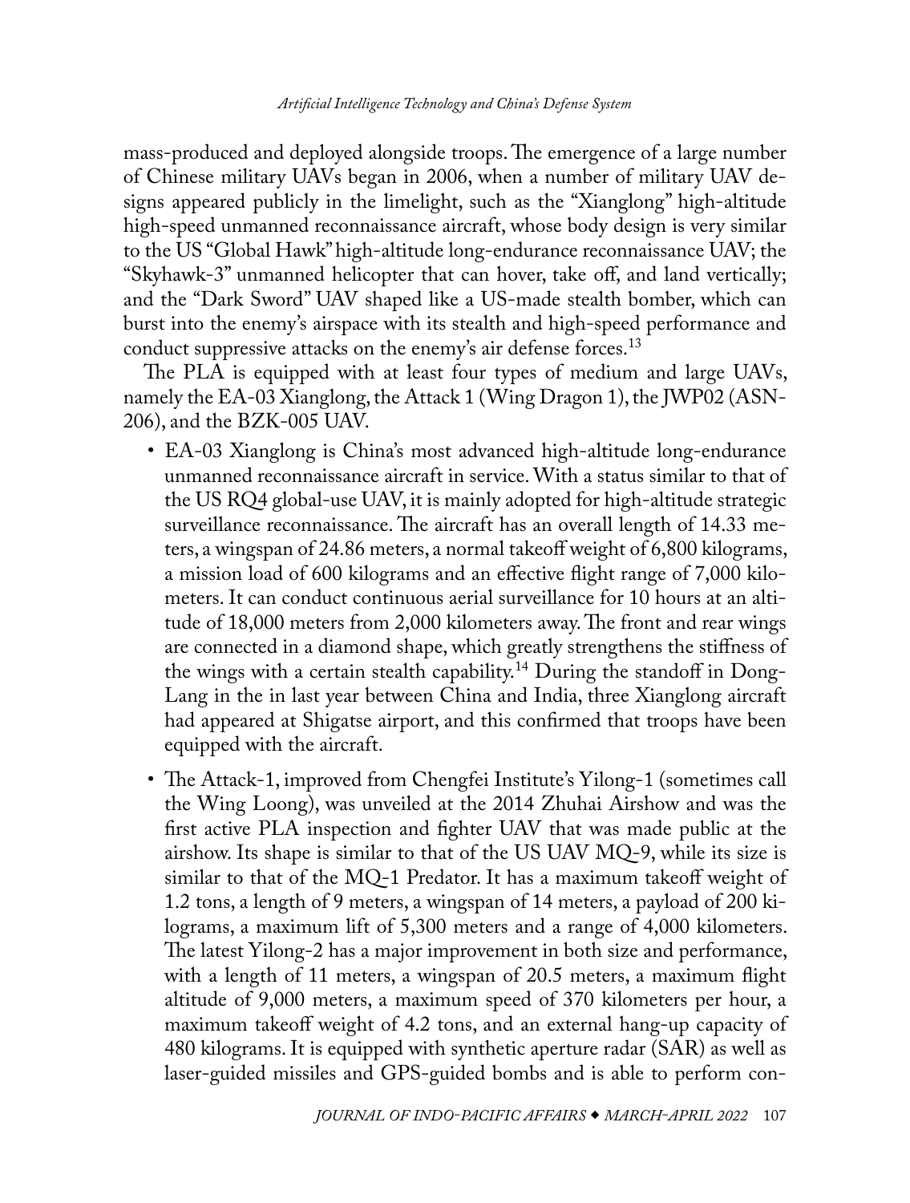mass-produced and deployed alongside troops. The emergence of a large number of Chinese military UAVs began in 2006, when a number of military UAV designs appeared publicly in the limelight, such as the "Xianglong" high-altitude high-speed unmanned reconnaissance aircraft, whose body design is very similar to the US "Global Hawk" high-altitude long-endurance reconnaissance UAV; the "Skyhawk-3" unmanned helicopter that can hover, take off, and land vertically; and the "Dark Sword" UAV shaped like a US-made stealth bomber, which can burst into the enemy's airspace with its stealth and high-speed performance and conduct suppressive attacks on the enemy's air defense forces.[13]

The PLA is equipped with at least four types of medium and large UAVs, namely the EA-03 Xianglong, the Attack 1 (Wing Dragon 1), the JWP02 (ASN-206), and the BZK-005 UAV.

- EA-03 Xianglong is China's most advanced high-altitude long-endurance unmanned reconnaissance aircraft in service. With a status similar to that of the US RQ4 global-use UAV, it is mainly adopted for high-altitude strategic surveillance reconnaissance. The aircraft has an overall length of 14.33 meters, a wingspan of 24.86 meters, a normal takeoff weight of 6,800 kilograms, a mission load of 600 kilograms and an effective flight range of 7,000 kilometers. It can conduct continuous aerial surveillance for 10 hours at an altitude of 18,000 meters from 2,000 kilometers away. The front and rear wings are connected in a diamond shape, which greatly strengthens the stiffness of the wings with a certain stealth capability.[14] During the standoff in Dong-Lang in the in last year between China and India, three Xianglong aircraft had appeared at Shigatse airport, and this confirmed that troops have been equipped with the aircraft.
- The Attack-1, improved from Chengfei Institute's Yilong-1 (sometimes call the Wing Loong), was unveiled at the 2014 Zhuhai Airshow and was the first active PLA inspection and fighter UAV that was made public at the airshow. Its shape is similar to that of the US UAV MQ-9, while its size is similar to that of the MQ-1 Predator. It has a maximum takeoff weight of 1.2 tons, a length of 9 meters, a wingspan of 14 meters, a payload of 200 kilograms, a maximum lift of 5,300 meters and a range of 4,000 kilometers. The latest Yilong-2 has a major improvement in both size and performance, with a length of 11 meters, a wingspan of 20.5 meters, a maximum flight altitude of 9,000 meters, a maximum speed of 370 kilometers per hour, a maximum takeoff weight of 4.2 tons, and an external hang-up capacity of 480 kilograms. It is equipped with synthetic aperture radar (SAR) as well as laser-guided missiles and GPS-guided bombs and is able to perform con-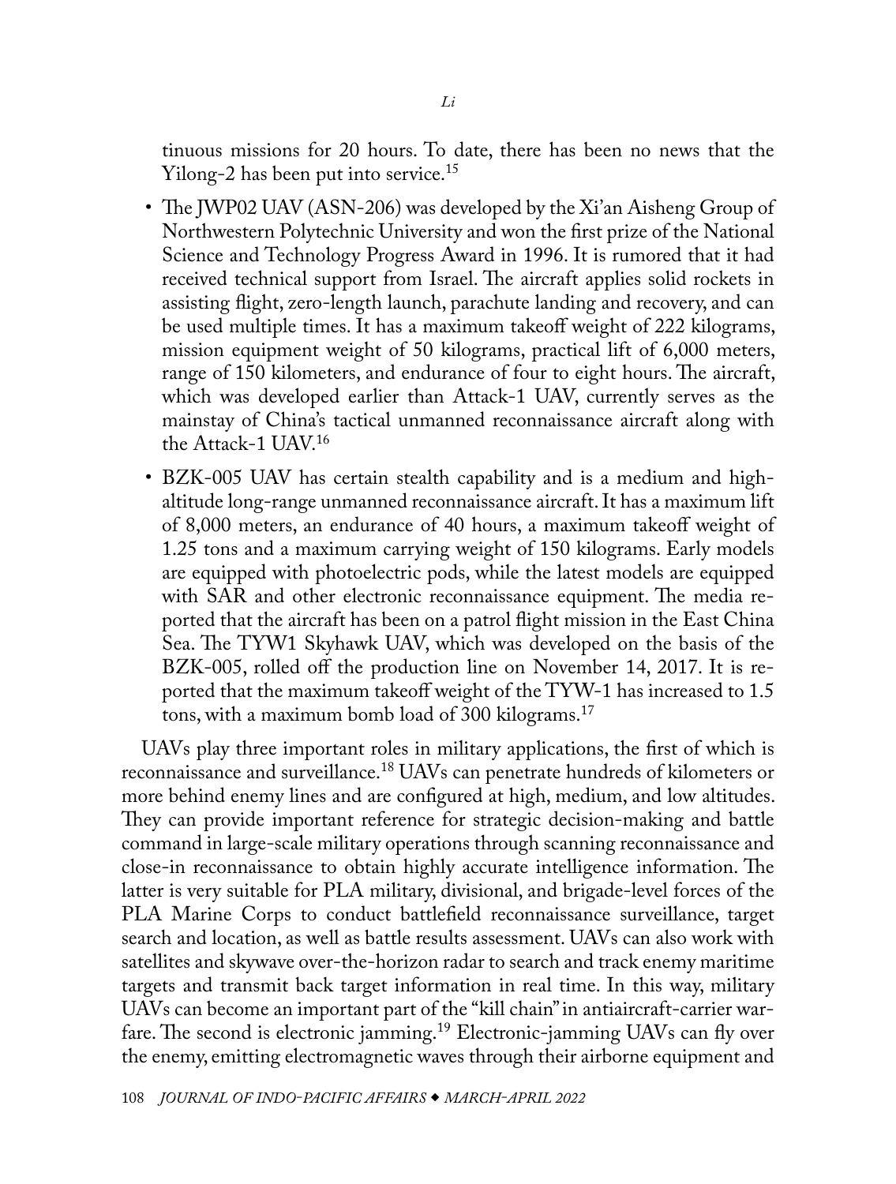tinuous missions for 20 hours. To date, there has been no news that the Yilong-2 has been put into service.[15]

- The JWP02 UAV (ASN-206) was developed by the Xi'an Aisheng Group of Northwestern Polytechnic University and won the first prize of the National Science and Technology Progress Award in 1996. It is rumored that it had received technical support from Israel. The aircraft applies solid rockets in assisting flight, zero-length launch, parachute landing and recovery, and can be used multiple times. It has a maximum takeoff weight of 222 kilograms, mission equipment weight of 50 kilograms, practical lift of 6,000 meters, range of 150 kilometers, and endurance of four to eight hours. The aircraft, which was developed earlier than Attack-1 UAV, currently serves as the mainstay of China's tactical unmanned reconnaissance aircraft along with the Attack-1 UAV.[16]
- BZK-005 UAV has certain stealth capability and is a medium and high-altitude long-range unmanned reconnaissance aircraft. It has a maximum lift of 8,000 meters, an endurance of 40 hours, a maximum takeoff weight of 1.25 tons and a maximum carrying weight of 150 kilograms. Early models are equipped with photoelectric pods, while the latest models are equipped with SAR and other electronic reconnaissance equipment. The media reported that the aircraft has been on a patrol flight mission in the East China Sea. The TYW1 Skyhawk UAV, which was developed on the basis of the BZK-005, rolled off the production line on November 14, 2017. It is reported that the maximum takeoff weight of the TYW-1 has increased to 1.5 tons, with a maximum bomb load of 300 kilograms.[17]

UAVs play three important roles in military applications, the first of which is reconnaissance and surveillance.[18] UAVs can penetrate hundreds of kilometers or more behind enemy lines and are configured at high, medium, and low altitudes. They can provide important reference for strategic decision-making and battle command in large-scale military operations through scanning reconnaissance and close-in reconnaissance to obtain highly accurate intelligence information. The latter is very suitable for PLA military, divisional, and brigade-level forces of the PLA Marine Corps to conduct battlefield reconnaissance surveillance, target search and location, as well as battle results assessment. UAVs can also work with satellites and skywave over-the-horizon radar to search and track enemy maritime targets and transmit back target information in real time. In this way, military UAVs can become an important part of the "kill chain" in antiaircraft-carrier warfare. The second is electronic jamming.[19] Electronic-jamming UAVs can fly over the enemy, emitting electromagnetic waves through their airborne equipment and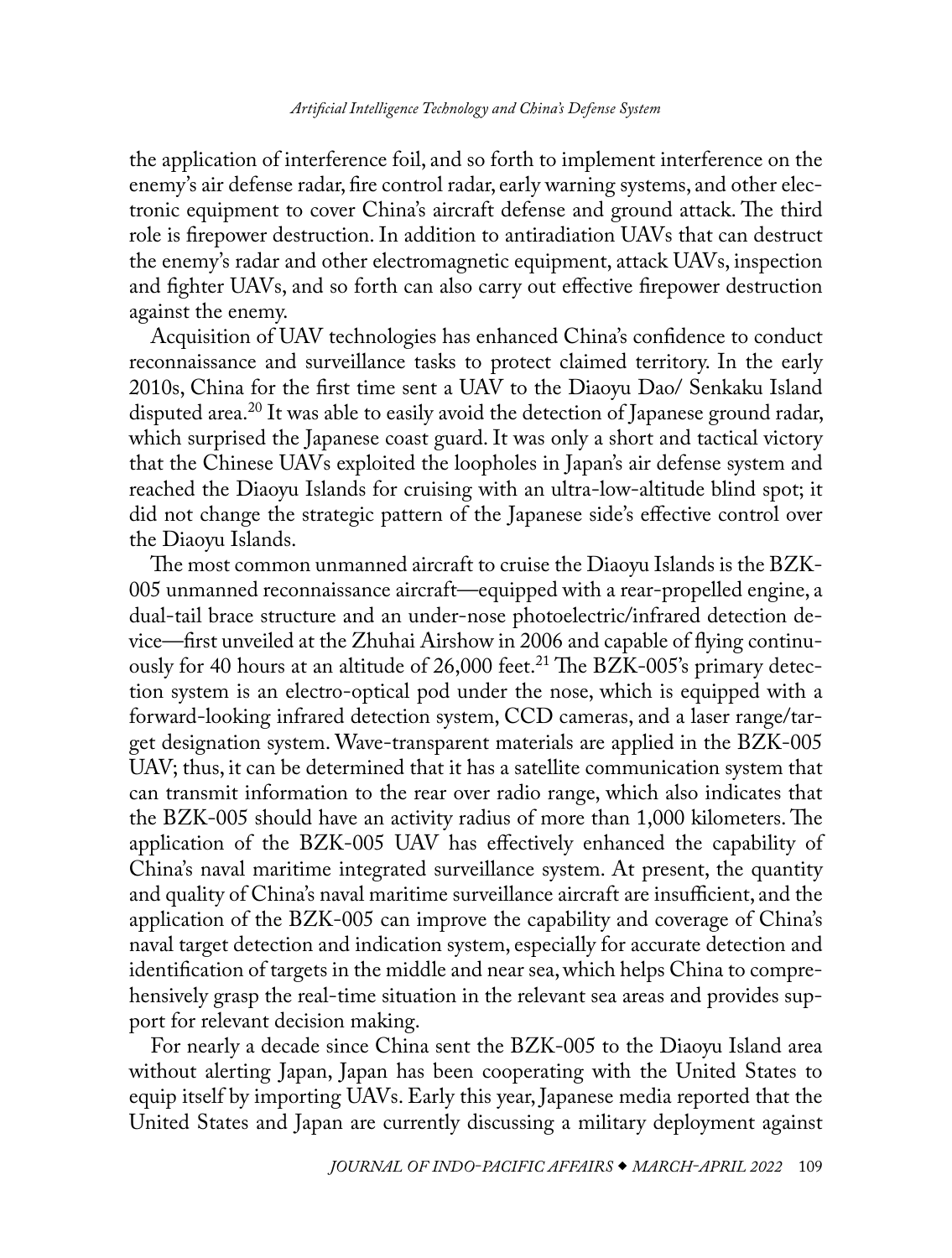the application of interference foil, and so forth to implement interference on the enemy's air defense radar, fire control radar, early warning systems, and other electronic equipment to cover China's aircraft defense and ground attack. The third role is firepower destruction. In addition to antiradiation UAVs that can destruct the enemy's radar and other electromagnetic equipment, attack UAVs, inspection and fighter UAVs, and so forth can also carry out effective firepower destruction against the enemy.

Acquisition of UAV technologies has enhanced China's confidence to conduct reconnaissance and surveillance tasks to protect claimed territory. In the early 2010s, China for the first time sent a UAV to the Diaoyu Dao/ Senkaku Island disputed area.[20] It was able to easily avoid the detection of Japanese ground radar, which surprised the Japanese coast guard. It was only a short and tactical victory that the Chinese UAVs exploited the loopholes in Japan's air defense system and reached the Diaoyu Islands for cruising with an ultra-low-altitude blind spot; it did not change the strategic pattern of the Japanese side's effective control over the Diaoyu Islands.

The most common unmanned aircraft to cruise the Diaoyu Islands is the BZK-005 unmanned reconnaissance aircraft—equipped with a rear-propelled engine, a dual-tail brace structure and an under-nose photoelectric/infrared detection device—first unveiled at the Zhuhai Airshow in 2006 and capable of flying continuously for 40 hours at an altitude of 26,000 feet.[21] The BZK-005's primary detection system is an electro-optical pod under the nose, which is equipped with a forward-looking infrared detection system, CCD cameras, and a laser range/target designation system. Wave-transparent materials are applied in the BZK-005 UAV; thus, it can be determined that it has a satellite communication system that can transmit information to the rear over radio range, which also indicates that the BZK-005 should have an activity radius of more than 1,000 kilometers. The application of the BZK-005 UAV has effectively enhanced the capability of China's naval maritime integrated surveillance system. At present, the quantity and quality of China's naval maritime surveillance aircraft are insufficient, and the application of the BZK-005 can improve the capability and coverage of China's naval target detection and indication system, especially for accurate detection and identification of targets in the middle and near sea, which helps China to comprehensively grasp the real-time situation in the relevant sea areas and provides support for relevant decision making.

For nearly a decade since China sent the BZK-005 to the Diaoyu Island area without alerting Japan, Japan has been cooperating with the United States to equip itself by importing UAVs. Early this year, Japanese media reported that the United States and Japan are currently discussing a military deployment against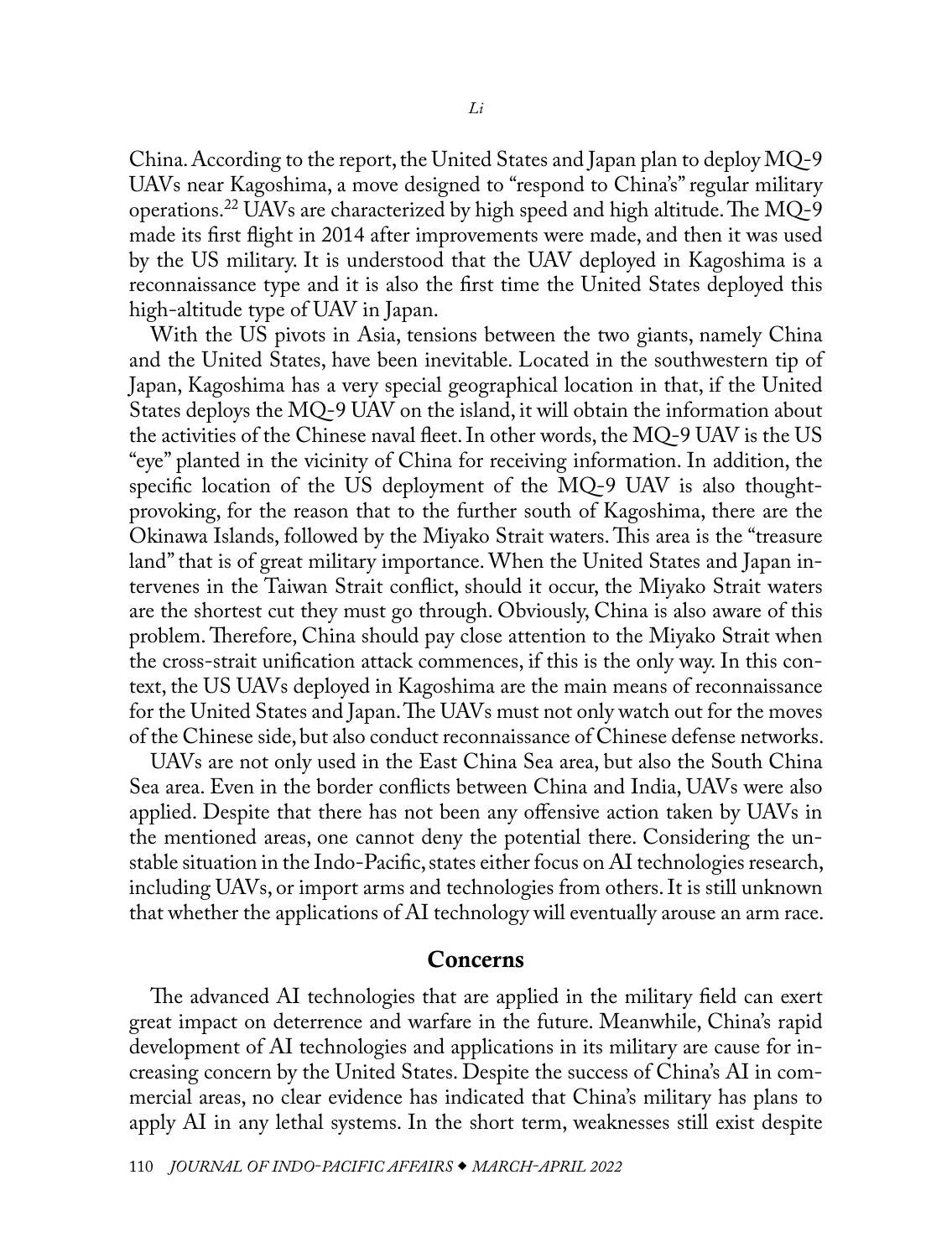China. According to the report, the United States and Japan plan to deploy MQ-9 UAVs near Kagoshima, a move designed to "respond to China's" regular military operations.[22] UAVs are characterized by high speed and high altitude. The MQ-9 made its first flight in 2014 after improvements were made, and then it was used by the US military. It is understood that the UAV deployed in Kagoshima is a reconnaissance type and it is also the first time the United States deployed this high-altitude type of UAV in Japan.

With the US pivots in Asia, tensions between the two giants, namely China and the United States, have been inevitable. Located in the southwestern tip of Japan, Kagoshima has a very special geographical location in that, if the United States deploys the MQ-9 UAV on the island, it will obtain the information about the activities of the Chinese naval fleet. In other words, the MQ-9 UAV is the US "eye" planted in the vicinity of China for receiving information. In addition, the specific location of the US deployment of the MQ-9 UAV is also thought-provoking, for the reason that to the further south of Kagoshima, there are the Okinawa Islands, followed by the Miyako Strait waters. This area is the "treasure land" that is of great military importance. When the United States and Japan intervenes in the Taiwan Strait conflict, should it occur, the Miyako Strait waters are the shortest cut they must go through. Obviously, China is also aware of this problem. Therefore, China should pay close attention to the Miyako Strait when the cross-strait unification attack commences, if this is the only way. In this context, the US UAVs deployed in Kagoshima are the main means of reconnaissance for the United States and Japan. The UAVs must not only watch out for the moves of the Chinese side, but also conduct reconnaissance of Chinese defense networks.

UAVs are not only used in the East China Sea area, but also the South China Sea area. Even in the border conflicts between China and India, UAVs were also applied. Despite that there has not been any offensive action taken by UAVs in the mentioned areas, one cannot deny the potential there. Considering the unstable situation in the Indo-Pacific, states either focus on AI technologies research, including UAVs, or import arms and technologies from others. It is still unknown that whether the applications of AI technology will eventually arouse an arm race.

## Concerns

The advanced AI technologies that are applied in the military field can exert great impact on deterrence and warfare in the future. Meanwhile, China's rapid development of AI technologies and applications in its military are cause for increasing concern by the United States. Despite the success of China's AI in commercial areas, no clear evidence has indicated that China's military has plans to apply AI in any lethal systems. In the short term, weaknesses still exist despite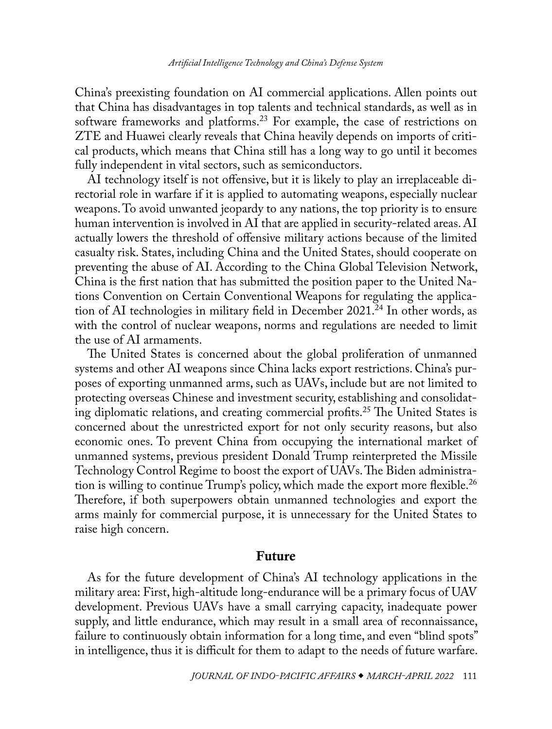China's preexisting foundation on AI commercial applications. Allen points out that China has disadvantages in top talents and technical standards, as well as in software frameworks and platforms.[23] For example, the case of restrictions on ZTE and Huawei clearly reveals that China heavily depends on imports of critical products, which means that China still has a long way to go until it becomes fully independent in vital sectors, such as semiconductors.

AI technology itself is not offensive, but it is likely to play an irreplaceable directorial role in warfare if it is applied to automating weapons, especially nuclear weapons. To avoid unwanted jeopardy to any nations, the top priority is to ensure human intervention is involved in AI that are applied in security-related areas. AI actually lowers the threshold of offensive military actions because of the limited casualty risk. States, including China and the United States, should cooperate on preventing the abuse of AI. According to the China Global Television Network, China is the first nation that has submitted the position paper to the United Nations Convention on Certain Conventional Weapons for regulating the application of AI technologies in military field in December 2021.[24] In other words, as with the control of nuclear weapons, norms and regulations are needed to limit the use of AI armaments.

The United States is concerned about the global proliferation of unmanned systems and other AI weapons since China lacks export restrictions. China's purposes of exporting unmanned arms, such as UAVs, include but are not limited to protecting overseas Chinese and investment security, establishing and consolidating diplomatic relations, and creating commercial profits.[25] The United States is concerned about the unrestricted export for not only security reasons, but also economic ones. To prevent China from occupying the international market of unmanned systems, previous president Donald Trump reinterpreted the Missile Technology Control Regime to boost the export of UAVs. The Biden administration is willing to continue Trump's policy, which made the export more flexible.[26] Therefore, if both superpowers obtain unmanned technologies and export the arms mainly for commercial purpose, it is unnecessary for the United States to raise high concern.

## Future

As for the future development of China's AI technology applications in the military area: First, high-altitude long-endurance will be a primary focus of UAV development. Previous UAVs have a small carrying capacity, inadequate power supply, and little endurance, which may result in a small area of reconnaissance, failure to continuously obtain information for a long time, and even "blind spots" in intelligence, thus it is difficult for them to adapt to the needs of future warfare.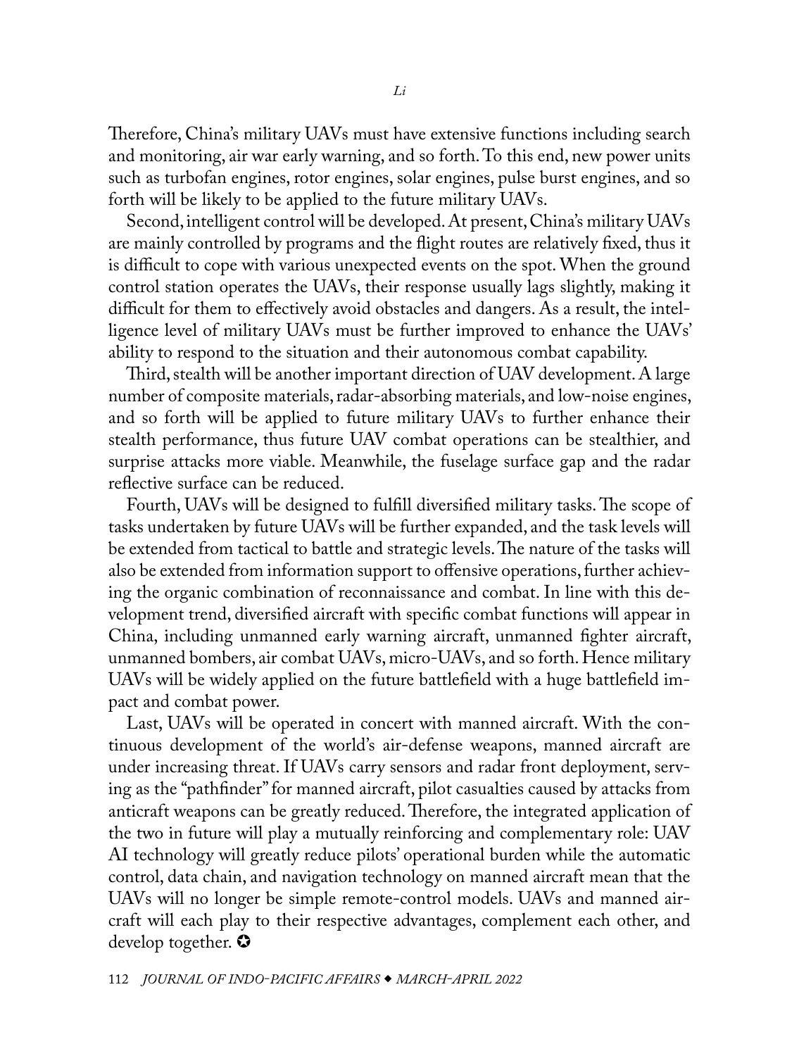Therefore, China's military UAVs must have extensive functions including search and monitoring, air war early warning, and so forth. To this end, new power units such as turbofan engines, rotor engines, solar engines, pulse burst engines, and so forth will be likely to be applied to the future military UAVs.

Second, intelligent control will be developed. At present, China's military UAVs are mainly controlled by programs and the flight routes are relatively fixed, thus it is difficult to cope with various unexpected events on the spot. When the ground control station operates the UAVs, their response usually lags slightly, making it difficult for them to effectively avoid obstacles and dangers. As a result, the intelligence level of military UAVs must be further improved to enhance the UAVs' ability to respond to the situation and their autonomous combat capability.

Third, stealth will be another important direction of UAV development. A large number of composite materials, radar-absorbing materials, and low-noise engines, and so forth will be applied to future military UAVs to further enhance their stealth performance, thus future UAV combat operations can be stealthier, and surprise attacks more viable. Meanwhile, the fuselage surface gap and the radar reflective surface can be reduced.

Fourth, UAVs will be designed to fulfill diversified military tasks. The scope of tasks undertaken by future UAVs will be further expanded, and the task levels will be extended from tactical to battle and strategic levels. The nature of the tasks will also be extended from information support to offensive operations, further achieving the organic combination of reconnaissance and combat. In line with this development trend, diversified aircraft with specific combat functions will appear in China, including unmanned early warning aircraft, unmanned fighter aircraft, unmanned bombers, air combat UAVs, micro-UAVs, and so forth. Hence military UAVs will be widely applied on the future battlefield with a huge battlefield impact and combat power.

Last, UAVs will be operated in concert with manned aircraft. With the continuous development of the world's air-defense weapons, manned aircraft are under increasing threat. If UAVs carry sensors and radar front deployment, serving as the "pathfinder" for manned aircraft, pilot casualties caused by attacks from anticraft weapons can be greatly reduced. Therefore, the integrated application of the two in future will play a mutually reinforcing and complementary role: UAV AI technology will greatly reduce pilots' operational burden while the automatic control, data chain, and navigation technology on manned aircraft mean that the UAVs will no longer be simple remote-control models. UAVs and manned aircraft will each play to their respective advantages, complement each other, and develop together. ✪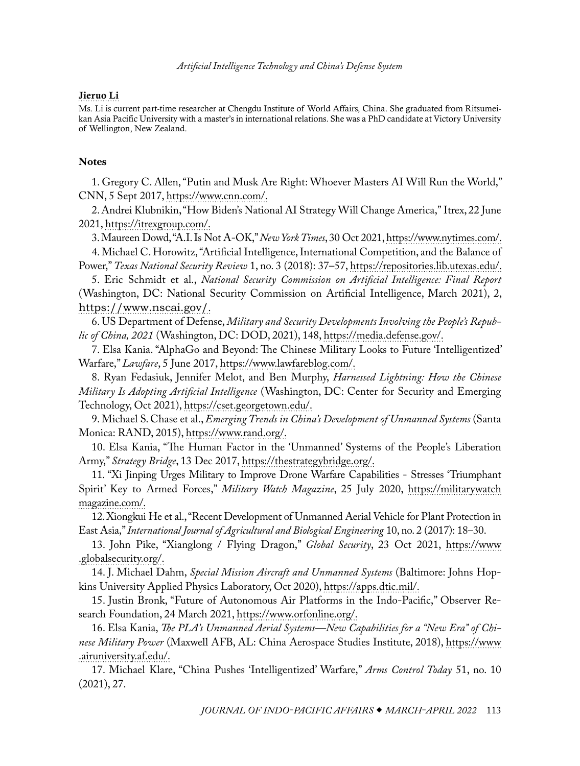**Jieruo Li**

Ms. Li is current part-time researcher at Chengdu Institute of World Affairs, China. She graduated from Ritsumeikan Asia Pacific University with a master's in international relations. She was a PhD candidate at Victory University of Wellington, New Zealand.

## Notes

1. Gregory C. Allen, "Putin and Musk Are Right: Whoever Masters AI Will Run the World," CNN, 5 Sept 2017, https://www.cnn.com/.

2. Andrei Klubnikin, "How Biden's National AI Strategy Will Change America," Itrex, 22 June 2021, https://itrexgroup.com/.

3. Maureen Dowd, "A.I. Is Not A-OK," *New York Times*, 30 Oct 2021, https://www.nytimes.com/.

4. Michael C. Horowitz, "Artificial Intelligence, International Competition, and the Balance of Power," *Texas National Security Review* 1, no. 3 (2018): 37–57, https://repositories.lib.utexas.edu/.

5. Eric Schmidt et al., *National Security Commission on Artificial Intelligence: Final Report* (Washington, DC: National Security Commission on Artificial Intelligence, March 2021), 2, https://www.nscai.gov/.

6. US Department of Defense, *Military and Security Developments Involving the People's Republic of China, 2021* (Washington, DC: DOD, 2021), 148, https://media.defense.gov/.

7. Elsa Kania. "AlphaGo and Beyond: The Chinese Military Looks to Future 'Intelligentized' Warfare," *Lawfare*, 5 June 2017, https://www.lawfareblog.com/.

8. Ryan Fedasiuk, Jennifer Melot, and Ben Murphy, *Harnessed Lightning: How the Chinese Military Is Adopting Artificial Intelligence* (Washington, DC: Center for Security and Emerging Technology, Oct 2021), https://cset.georgetown.edu/.

9. Michael S. Chase et al., *Emerging Trends in China's Development of Unmanned Systems* (Santa Monica: RAND, 2015), https://www.rand.org/.

10. Elsa Kania, "The Human Factor in the 'Unmanned' Systems of the People's Liberation Army," *Strategy Bridge*, 13 Dec 2017, https://thestrategybridge.org/.

11. "Xi Jinping Urges Military to Improve Drone Warfare Capabilities - Stresses 'Triumphant Spirit' Key to Armed Forces," *Military Watch Magazine*, 25 July 2020, https://militarywatchmagazine.com/.

12. Xiongkui He et al., "Recent Development of Unmanned Aerial Vehicle for Plant Protection in East Asia," *International Journal of Agricultural and Biological Engineering* 10, no. 2 (2017): 18–30.

13. John Pike, "Xianglong / Flying Dragon," *Global Security*, 23 Oct 2021, https://www.globalsecurity.org/.

14. J. Michael Dahm, *Special Mission Aircraft and Unmanned Systems* (Baltimore: Johns Hopkins University Applied Physics Laboratory, Oct 2020), https://apps.dtic.mil/.

15. Justin Bronk, "Future of Autonomous Air Platforms in the Indo-Pacific," Observer Research Foundation, 24 March 2021, https://www.orfonline.org/.

16. Elsa Kania, *The PLA's Unmanned Aerial Systems—New Capabilities for a "New Era" of Chinese Military Power* (Maxwell AFB, AL: China Aerospace Studies Institute, 2018), https://www.airuniversity.af.edu/.

17. Michael Klare, "China Pushes 'Intelligentized' Warfare," *Arms Control Today* 51, no. 10 (2021), 27.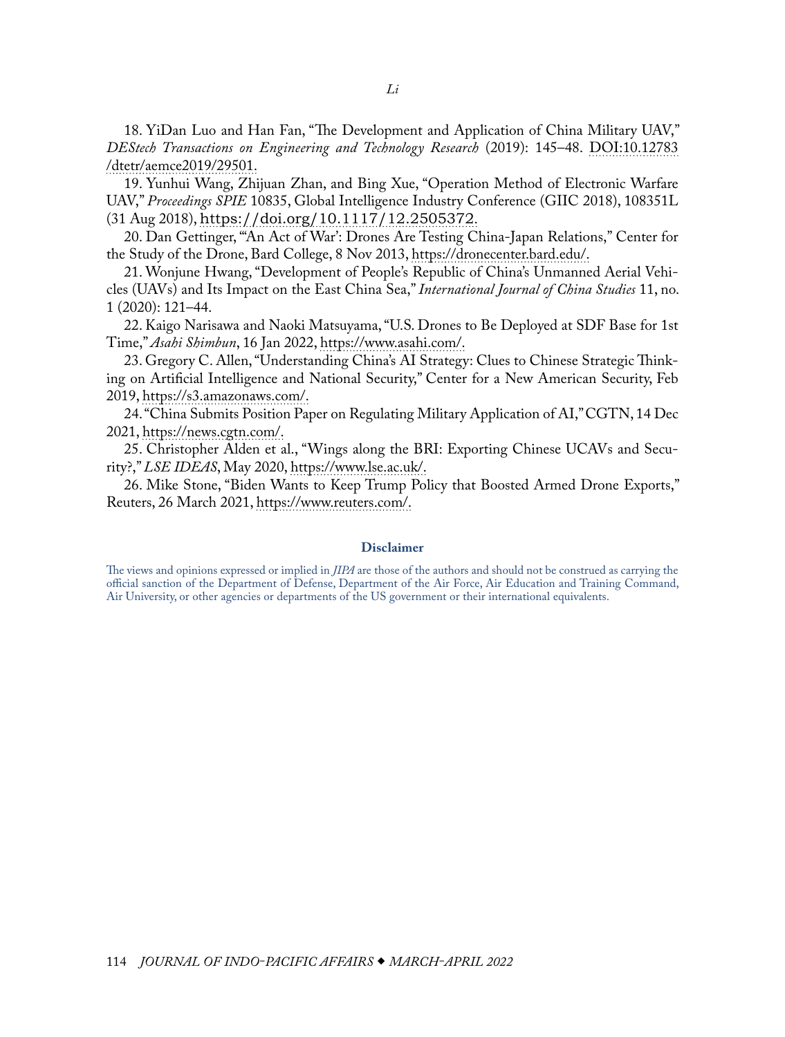18. YiDan Luo and Han Fan, "The Development and Application of China Military UAV," *DEStech Transactions on Engineering and Technology Research* (2019): 145–48. DOI:10.12783/dtetr/aemce2019/29501.

19. Yunhui Wang, Zhijuan Zhan, and Bing Xue, "Operation Method of Electronic Warfare UAV," *Proceedings SPIE* 10835, Global Intelligence Industry Conference (GIIC 2018), 108351L (31 Aug 2018), https://doi.org/10.1117/12.2505372.

20. Dan Gettinger, "'An Act of War': Drones Are Testing China-Japan Relations," Center for the Study of the Drone, Bard College, 8 Nov 2013, https://dronecenter.bard.edu/.

21. Wonjune Hwang, "Development of People's Republic of China's Unmanned Aerial Vehicles (UAVs) and Its Impact on the East China Sea," *International Journal of China Studies* 11, no. 1 (2020): 121–44.

22. Kaigo Narisawa and Naoki Matsuyama, "U.S. Drones to Be Deployed at SDF Base for 1st Time," *Asahi Shimbun*, 16 Jan 2022, https://www.asahi.com/.

23. Gregory C. Allen, "Understanding China's AI Strategy: Clues to Chinese Strategic Thinking on Artificial Intelligence and National Security," Center for a New American Security, Feb 2019, https://s3.amazonaws.com/.

24. "China Submits Position Paper on Regulating Military Application of AI," CGTN, 14 Dec 2021, https://news.cgtn.com/.

25. Christopher Alden et al., "Wings along the BRI: Exporting Chinese UCAVs and Security?," *LSE IDEAS*, May 2020, https://www.lse.ac.uk/.

26. Mike Stone, "Biden Wants to Keep Trump Policy that Boosted Armed Drone Exports," Reuters, 26 March 2021, https://www.reuters.com/.

**Disclaimer**

The views and opinions expressed or implied in *JIPA* are those of the authors and should not be construed as carrying the official sanction of the Department of Defense, Department of the Air Force, Air Education and Training Command, Air University, or other agencies or departments of the US government or their international equivalents.